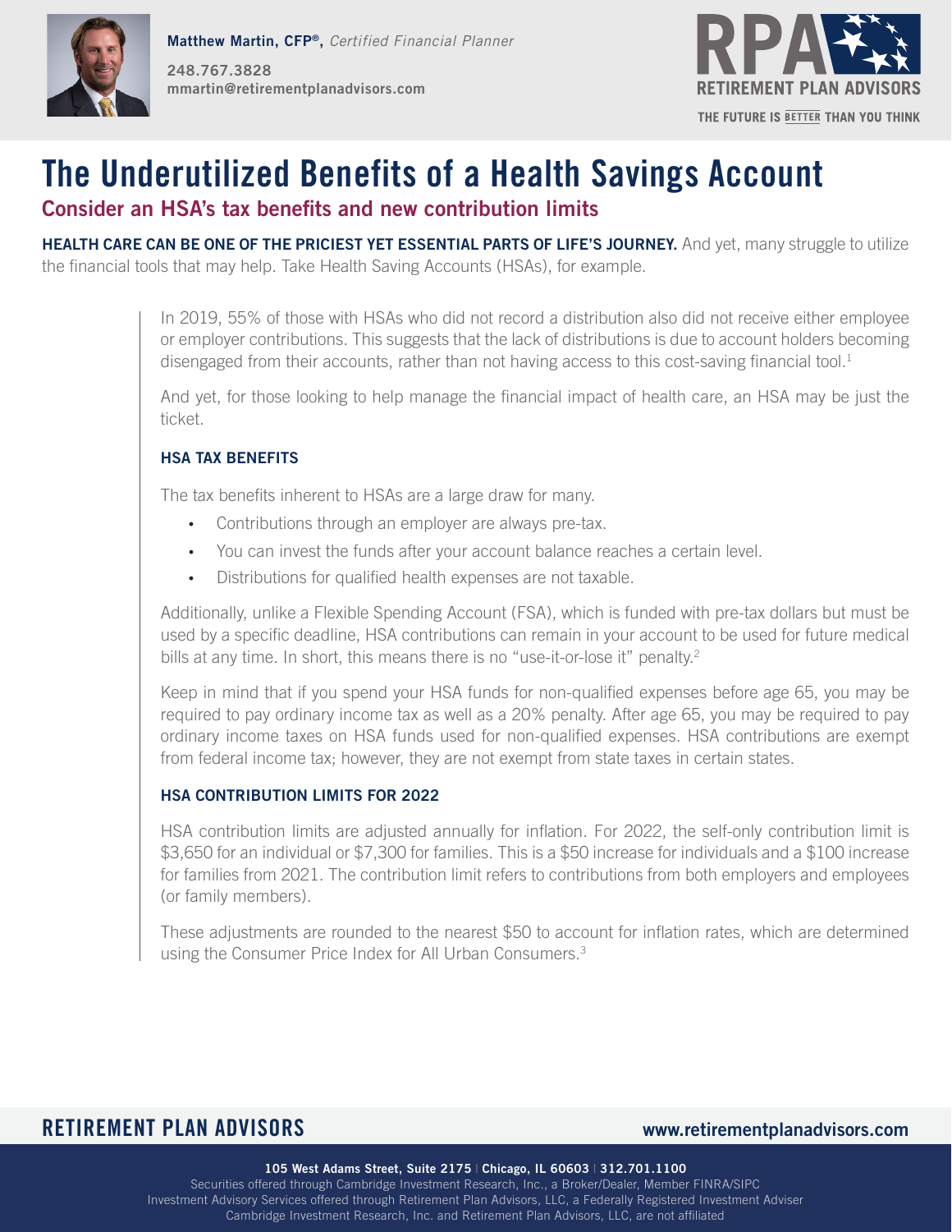Matthew Martin, CFP®, *Certified Financial Planner*

248.767.3828
mmartin@retirementplanadvisors.com

RPA RETIREMENT PLAN ADVISORS
THE FUTURE IS BETTER THAN YOU THINK

# The Underutilized Benefits of a Health Savings Account

## Consider an HSA's tax benefits and new contribution limits

**HEALTH CARE CAN BE ONE OF THE PRICIEST YET ESSENTIAL PARTS OF LIFE'S JOURNEY.** And yet, many struggle to utilize the financial tools that may help. Take Health Saving Accounts (HSAs), for example.

In 2019, 55% of those with HSAs who did not record a distribution also did not receive either employee or employer contributions. This suggests that the lack of distributions is due to account holders becoming disengaged from their accounts, rather than not having access to this cost-saving financial tool.[1]

And yet, for those looking to help manage the financial impact of health care, an HSA may be just the ticket.

### HSA TAX BENEFITS

The tax benefits inherent to HSAs are a large draw for many.

- Contributions through an employer are always pre-tax.
- You can invest the funds after your account balance reaches a certain level.
- Distributions for qualified health expenses are not taxable.

Additionally, unlike a Flexible Spending Account (FSA), which is funded with pre-tax dollars but must be used by a specific deadline, HSA contributions can remain in your account to be used for future medical bills at any time. In short, this means there is no "use-it-or-lose it" penalty.[2]

Keep in mind that if you spend your HSA funds for non-qualified expenses before age 65, you may be required to pay ordinary income tax as well as a 20% penalty. After age 65, you may be required to pay ordinary income taxes on HSA funds used for non-qualified expenses. HSA contributions are exempt from federal income tax; however, they are not exempt from state taxes in certain states.

### HSA CONTRIBUTION LIMITS FOR 2022

HSA contribution limits are adjusted annually for inflation. For 2022, the self-only contribution limit is $3,650 for an individual or $7,300 for families. This is a $50 increase for individuals and a $100 increase for families from 2021. The contribution limit refers to contributions from both employers and employees (or family members).

These adjustments are rounded to the nearest $50 to account for inflation rates, which are determined using the Consumer Price Index for All Urban Consumers.[3]

**RETIREMENT PLAN ADVISORS** www.retirementplanadvisors.com

**105 West Adams Street, Suite 2175 | Chicago, IL 60603 | 312.701.1100**
Securities offered through Cambridge Investment Research, Inc., a Broker/Dealer, Member FINRA/SIPC
Investment Advisory Services offered through Retirement Plan Advisors, LLC, a Federally Registered Investment Adviser
Cambridge Investment Research, Inc. and Retirement Plan Advisors, LLC, are not affiliated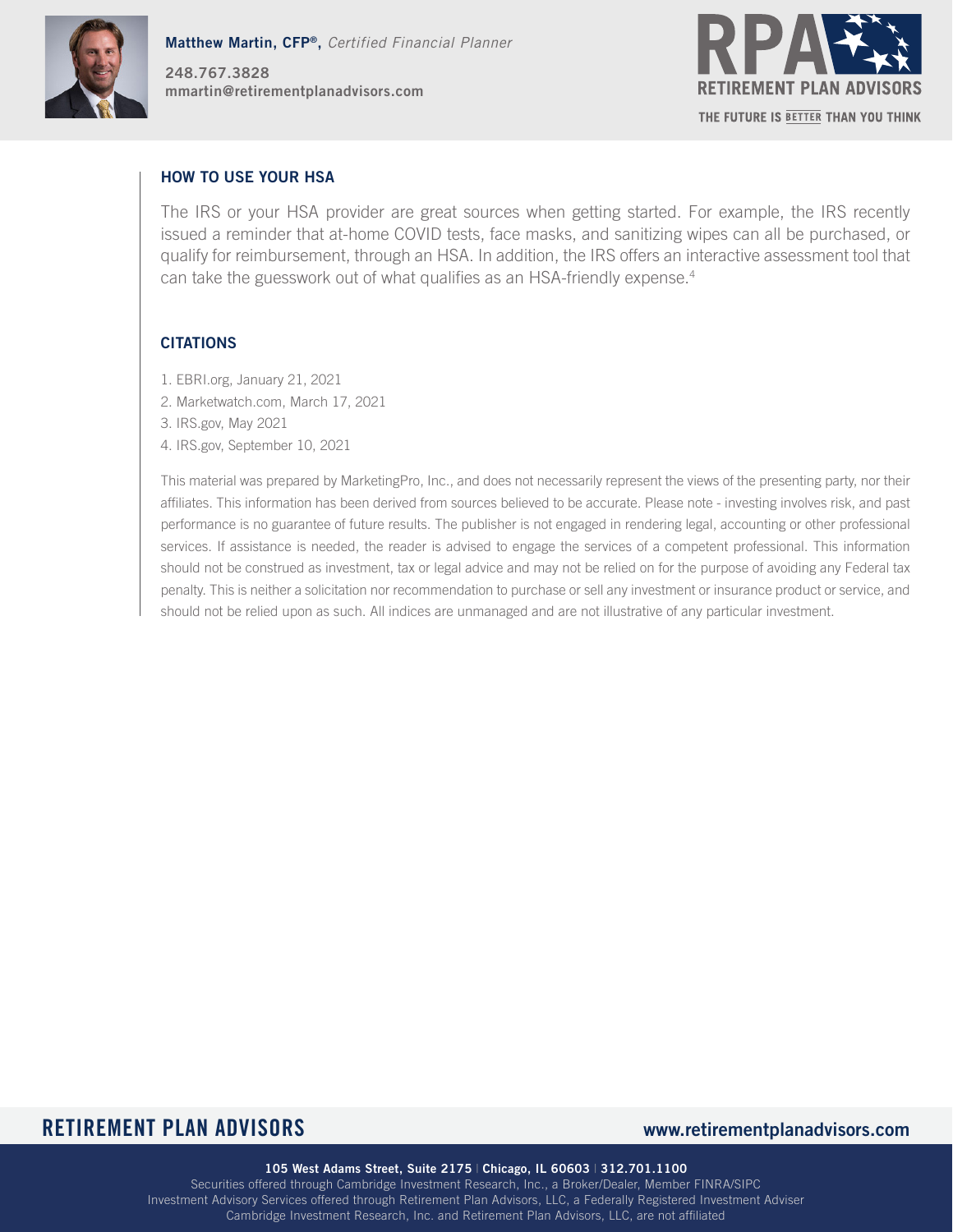## HOW TO USE YOUR HSA

The IRS or your HSA provider are great sources when getting started. For example, the IRS recently issued a reminder that at-home COVID tests, face masks, and sanitizing wipes can all be purchased, or qualify for reimbursement, through an HSA. In addition, the IRS offers an interactive assessment tool that can take the guesswork out of what qualifies as an HSA-friendly expense.[4]

## CITATIONS

1. EBRI.org, January 21, 2021
2. Marketwatch.com, March 17, 2021
3. IRS.gov, May 2021
4. IRS.gov, September 10, 2021

This material was prepared by MarketingPro, Inc., and does not necessarily represent the views of the presenting party, nor their affiliates. This information has been derived from sources believed to be accurate. Please note - investing involves risk, and past performance is no guarantee of future results. The publisher is not engaged in rendering legal, accounting or other professional services. If assistance is needed, the reader is advised to engage the services of a competent professional. This information should not be construed as investment, tax or legal advice and may not be relied on for the purpose of avoiding any Federal tax penalty. This is neither a solicitation nor recommendation to purchase or sell any investment or insurance product or service, and should not be relied upon as such. All indices are unmanaged and are not illustrative of any particular investment.